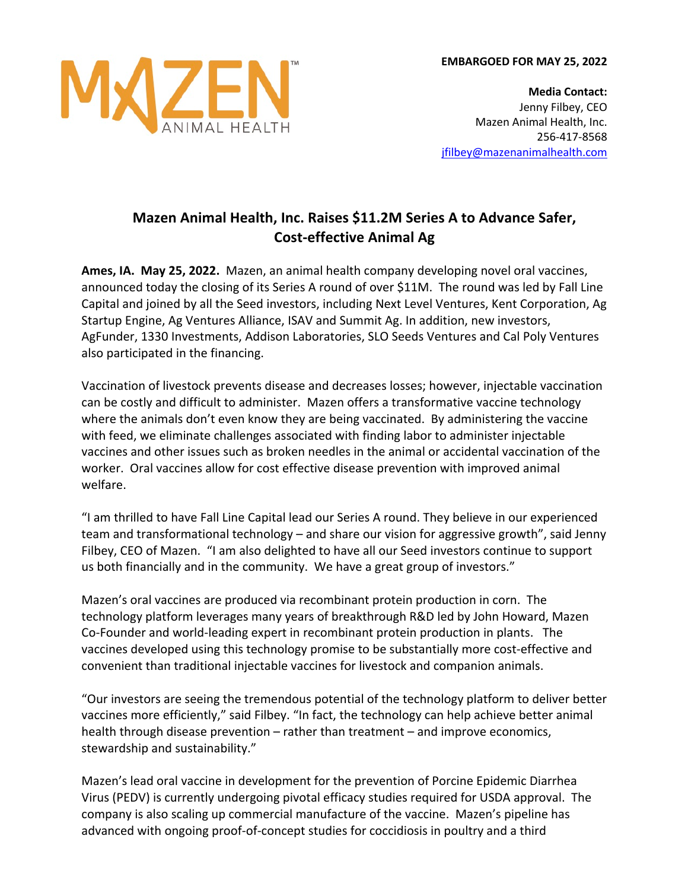MAZEN™ ANIMAL HEALTH

**EMBARGOED FOR MAY 25, 2022**

**Media Contact:**
Jenny Filbey, CEO
Mazen Animal Health, Inc.
256-417-8568
jfilbey@mazenanimalhealth.com

# Mazen Animal Health, Inc. Raises $11.2M Series A to Advance Safer, Cost-effective Animal Ag

**Ames, IA. May 25, 2022.** Mazen, an animal health company developing novel oral vaccines, announced today the closing of its Series A round of over $11M. The round was led by Fall Line Capital and joined by all the Seed investors, including Next Level Ventures, Kent Corporation, Ag Startup Engine, Ag Ventures Alliance, ISAV and Summit Ag. In addition, new investors, AgFunder, 1330 Investments, Addison Laboratories, SLO Seeds Ventures and Cal Poly Ventures also participated in the financing.

Vaccination of livestock prevents disease and decreases losses; however, injectable vaccination can be costly and difficult to administer. Mazen offers a transformative vaccine technology where the animals don't even know they are being vaccinated. By administering the vaccine with feed, we eliminate challenges associated with finding labor to administer injectable vaccines and other issues such as broken needles in the animal or accidental vaccination of the worker. Oral vaccines allow for cost effective disease prevention with improved animal welfare.

"I am thrilled to have Fall Line Capital lead our Series A round. They believe in our experienced team and transformational technology – and share our vision for aggressive growth", said Jenny Filbey, CEO of Mazen. "I am also delighted to have all our Seed investors continue to support us both financially and in the community. We have a great group of investors."

Mazen's oral vaccines are produced via recombinant protein production in corn. The technology platform leverages many years of breakthrough R&D led by John Howard, Mazen Co-Founder and world-leading expert in recombinant protein production in plants. The vaccines developed using this technology promise to be substantially more cost-effective and convenient than traditional injectable vaccines for livestock and companion animals.

"Our investors are seeing the tremendous potential of the technology platform to deliver better vaccines more efficiently," said Filbey. "In fact, the technology can help achieve better animal health through disease prevention – rather than treatment – and improve economics, stewardship and sustainability."

Mazen's lead oral vaccine in development for the prevention of Porcine Epidemic Diarrhea Virus (PEDV) is currently undergoing pivotal efficacy studies required for USDA approval. The company is also scaling up commercial manufacture of the vaccine. Mazen's pipeline has advanced with ongoing proof-of-concept studies for coccidiosis in poultry and a third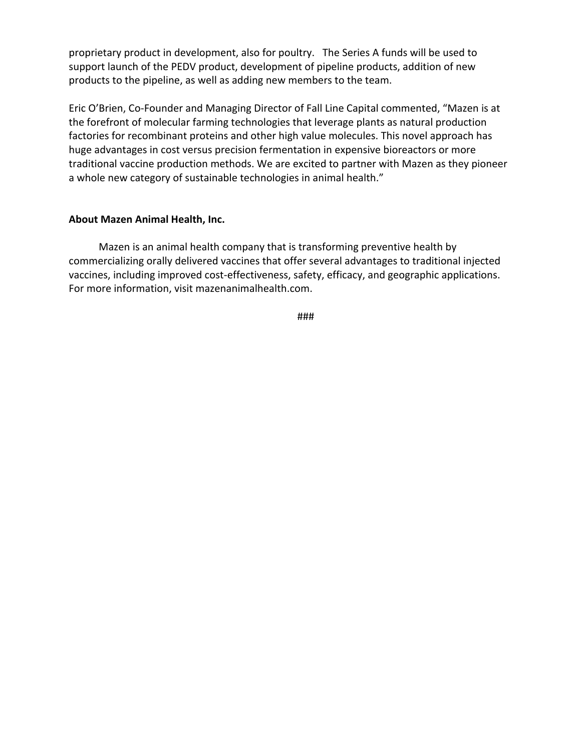proprietary product in development, also for poultry. The Series A funds will be used to support launch of the PEDV product, development of pipeline products, addition of new products to the pipeline, as well as adding new members to the team.

Eric O'Brien, Co-Founder and Managing Director of Fall Line Capital commented, "Mazen is at the forefront of molecular farming technologies that leverage plants as natural production factories for recombinant proteins and other high value molecules. This novel approach has huge advantages in cost versus precision fermentation in expensive bioreactors or more traditional vaccine production methods. We are excited to partner with Mazen as they pioneer a whole new category of sustainable technologies in animal health."

**About Mazen Animal Health, Inc.**

Mazen is an animal health company that is transforming preventive health by commercializing orally delivered vaccines that offer several advantages to traditional injected vaccines, including improved cost-effectiveness, safety, efficacy, and geographic applications. For more information, visit mazenanimalhealth.com.

###